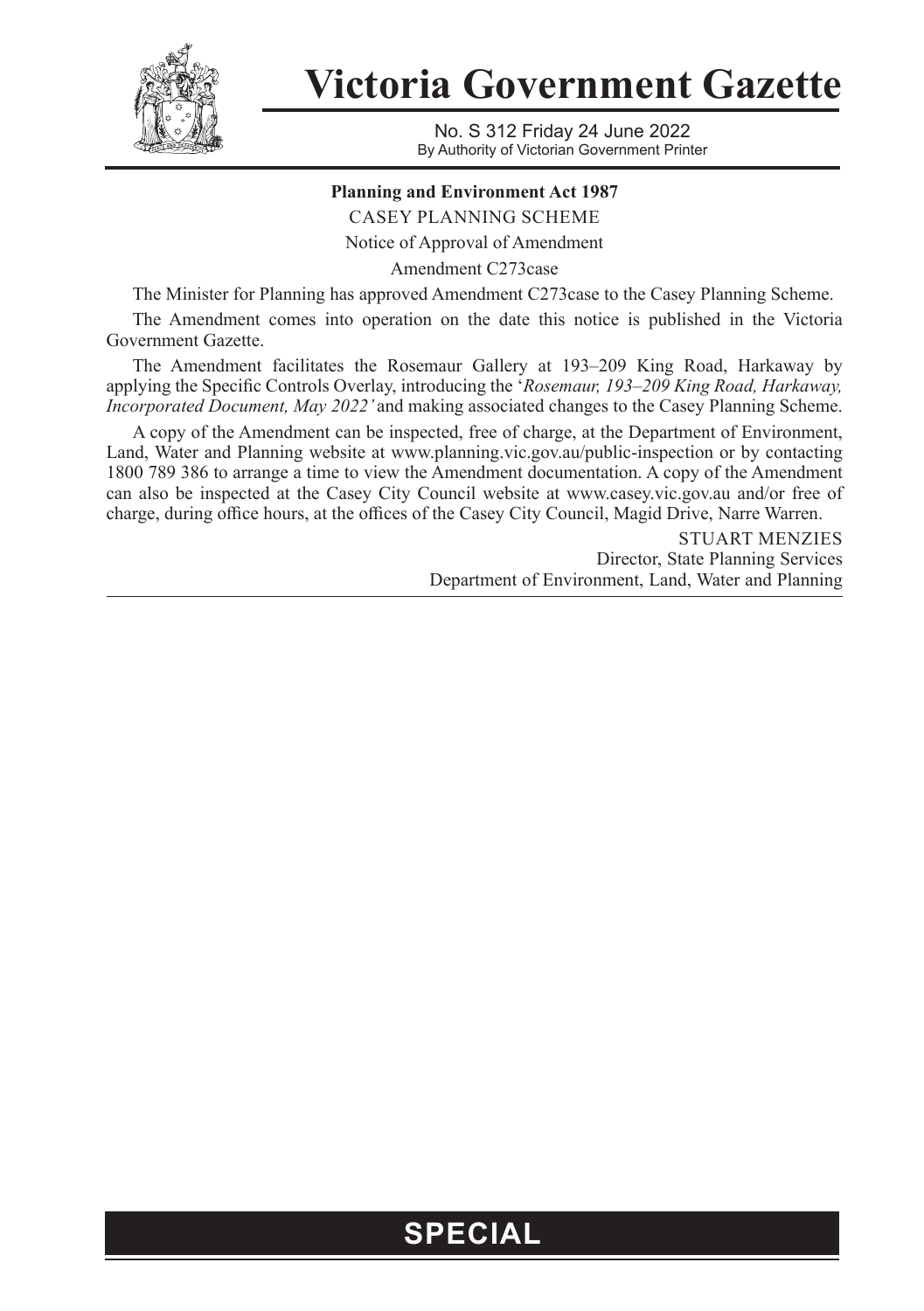# Victoria Government Gazette

No. S 312 Friday 24 June 2022
By Authority of Victorian Government Printer

**Planning and Environment Act 1987**

CASEY PLANNING SCHEME

Notice of Approval of Amendment

Amendment C273case

The Minister for Planning has approved Amendment C273case to the Casey Planning Scheme.

The Amendment comes into operation on the date this notice is published in the Victoria Government Gazette.

The Amendment facilitates the Rosemaur Gallery at 193–209 King Road, Harkaway by applying the Specific Controls Overlay, introducing the '*Rosemaur, 193–209 King Road, Harkaway, Incorporated Document, May 2022'* and making associated changes to the Casey Planning Scheme.

A copy of the Amendment can be inspected, free of charge, at the Department of Environment, Land, Water and Planning website at www.planning.vic.gov.au/public-inspection or by contacting 1800 789 386 to arrange a time to view the Amendment documentation. A copy of the Amendment can also be inspected at the Casey City Council website at www.casey.vic.gov.au and/or free of charge, during office hours, at the offices of the Casey City Council, Magid Drive, Narre Warren.

STUART MENZIES
Director, State Planning Services
Department of Environment, Land, Water and Planning

**SPECIAL**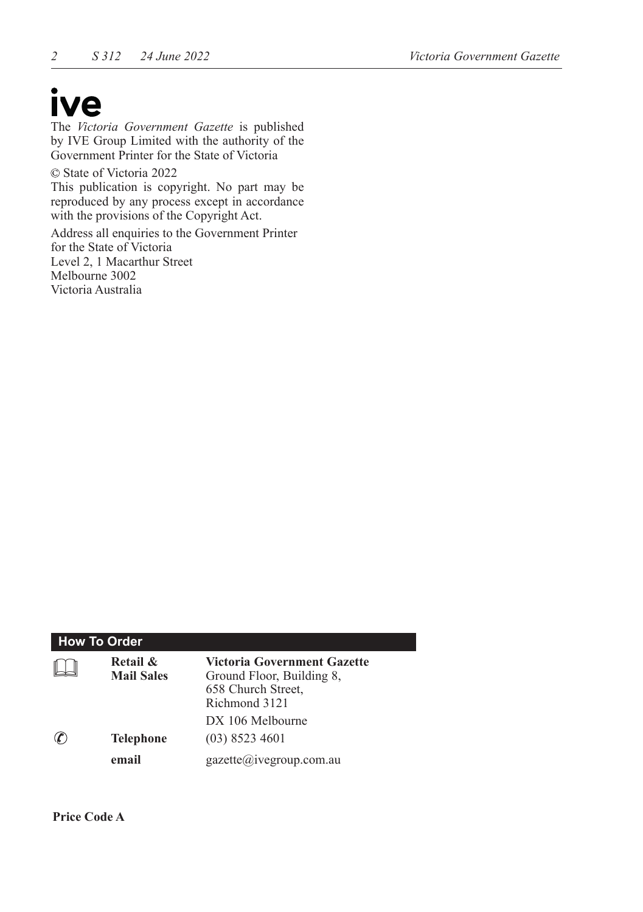ive

The *Victoria Government Gazette* is published by IVE Group Limited with the authority of the Government Printer for the State of Victoria

© State of Victoria 2022

This publication is copyright. No part may be reproduced by any process except in accordance with the provisions of the Copyright Act.

Address all enquiries to the Government Printer for the State of Victoria
Level 2, 1 Macarthur Street
Melbourne 3002
Victoria Australia

## How To Order

| | | |
|---|---|---|
| | **Retail & Mail Sales** | **Victoria Government Gazette**<br>Ground Floor, Building 8,<br>658 Church Street,<br>Richmond 3121<br>DX 106 Melbourne |
| | **Telephone** | (03) 8523 4601 |
| | **email** | gazette@ivegroup.com.au |

**Price Code A**